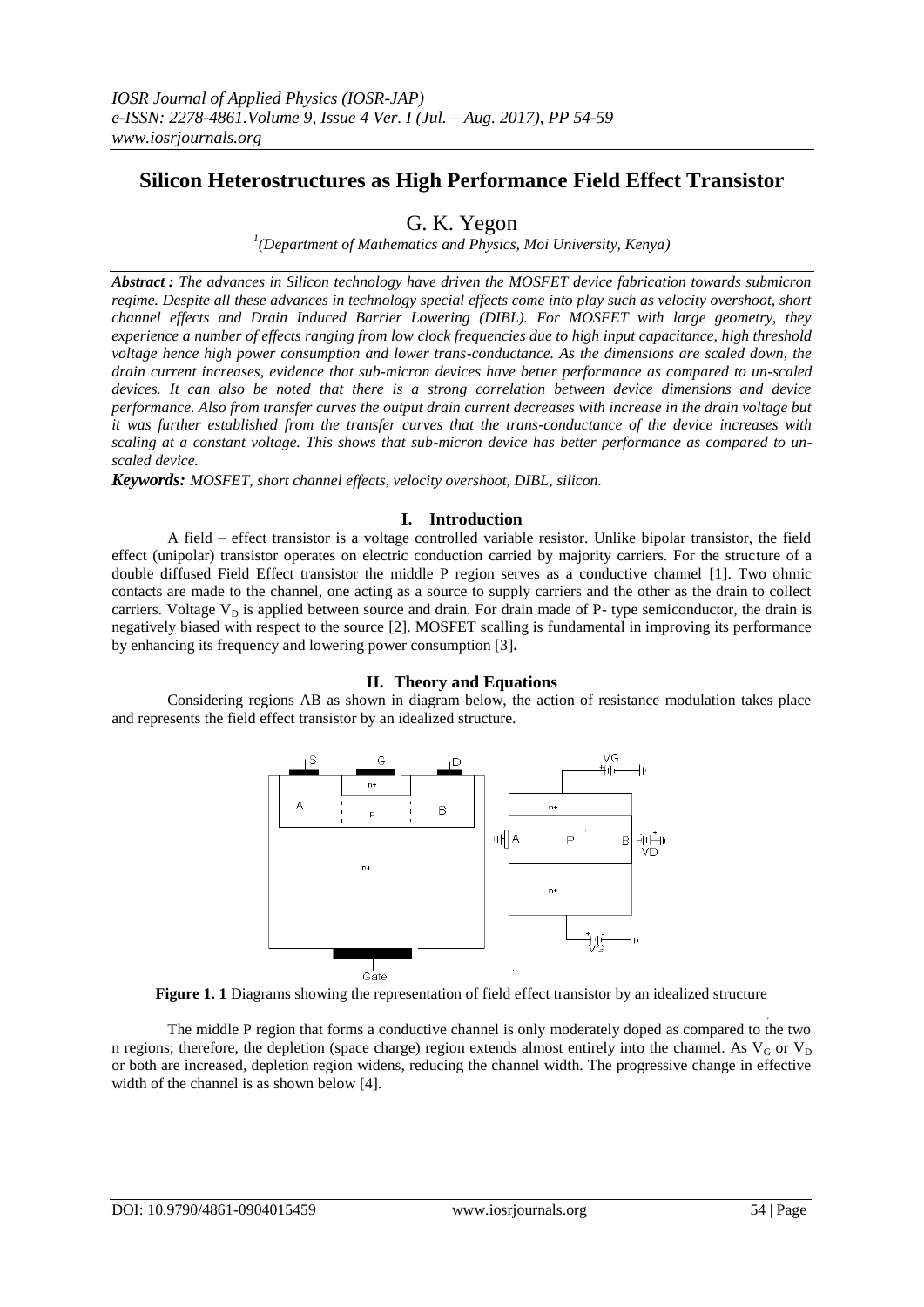# Silicon Heterostructures as High Performance Field Effect Transistor

G. K. Yegon

[1](Department of Mathematics and Physics, Moi University, Kenya)

***Abstract :*** *The advances in Silicon technology have driven the MOSFET device fabrication towards submicron regime. Despite all these advances in technology special effects come into play such as velocity overshoot, short channel effects and Drain Induced Barrier Lowering (DIBL). For MOSFET with large geometry, they experience a number of effects ranging from low clock frequencies due to high input capacitance, high threshold voltage hence high power consumption and lower trans-conductance. As the dimensions are scaled down, the drain current increases, evidence that sub-micron devices have better performance as compared to un-scaled devices. It can also be noted that there is a strong correlation between device dimensions and device performance. Also from transfer curves the output drain current decreases with increase in the drain voltage but it was further established from the transfer curves that the trans-conductance of the device increases with scaling at a constant voltage. This shows that sub-micron device has better performance as compared to un-scaled device.*

***Keywords:*** *MOSFET, short channel effects, velocity overshoot, DIBL, silicon.*

## I. Introduction

A field – effect transistor is a voltage controlled variable resistor. Unlike bipolar transistor, the field effect (unipolar) transistor operates on electric conduction carried by majority carriers. For the structure of a double diffused Field Effect transistor the middle P region serves as a conductive channel [1]. Two ohmic contacts are made to the channel, one acting as a source to supply carriers and the other as the drain to collect carriers. Voltage $V_D$ is applied between source and drain. For drain made of P- type semiconductor, the drain is negatively biased with respect to the source [2]. MOSFET scalling is fundamental in improving its performance by enhancing its frequency and lowering power consumption [3]**.**

## II. Theory and Equations

Considering regions AB as shown in diagram below, the action of resistance modulation takes place and represents the field effect transistor by an idealized structure.

**Figure 1. 1** Diagrams showing the representation of field effect transistor by an idealized structure

The middle P region that forms a conductive channel is only moderately doped as compared to the two n regions; therefore, the depletion (space charge) region extends almost entirely into the channel. As $V_G$ or $V_D$ or both are increased, depletion region widens, reducing the channel width. The progressive change in effective width of the channel is as shown below [4].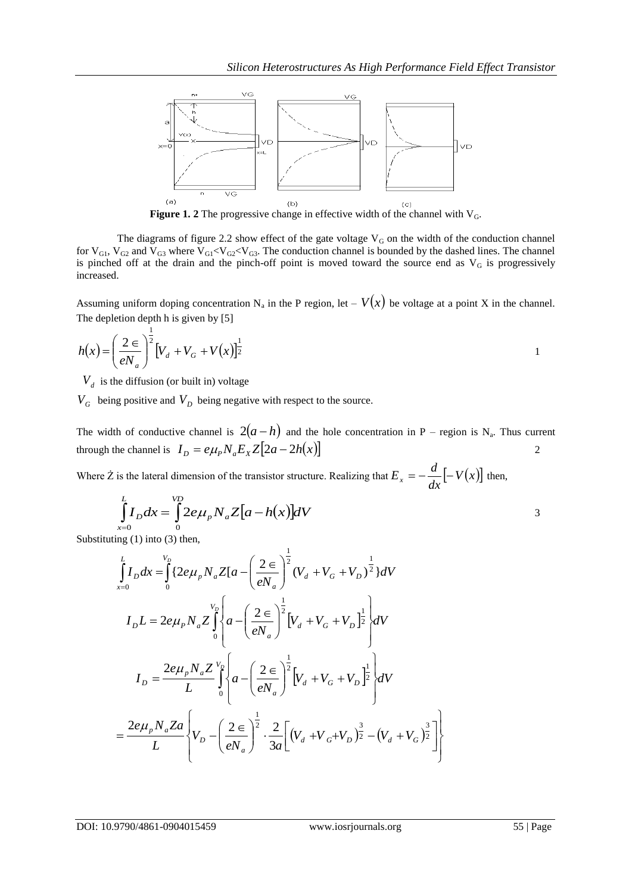**Figure 1. 2** The progressive change in effective width of the channel with $V_G$.

The diagrams of figure 2.2 show effect of the gate voltage $V_G$ on the width of the conduction channel for $V_{G1}$, $V_{G2}$ and $V_{G3}$ where $V_{G1}<V_{G2}<V_{G3}$. The conduction channel is bounded by the dashed lines. The channel is pinched off at the drain and the pinch-off point is moved toward the source end as $V_G$ is progressively increased.

Assuming uniform doping concentration $N_a$ in the P region, let – $V(x)$ be voltage at a point X in the channel. The depletion depth h is given by [5]

$$h(x)=\left(\frac{2\in}{eN_a}\right)^{\frac{1}{2}}\left[V_d+V_G+V(x)\right]^{\frac{1}{2}} \qquad 1$$

$V_d$ is the diffusion (or built in) voltage

$V_G$ being positive and $V_D$ being negative with respect to the source.

The width of conductive channel is $2(a-h)$ and the hole concentration in P – region is $N_a$. Thus current through the channel is $I_D = e\mu_P N_a E_X Z\left[2a-2h(x)\right]$ 2

Where Ż is the lateral dimension of the transistor structure. Realizing that $E_x = -\frac{d}{dx}\left[-V(x)\right]$ then,

$$\int_{x=0}^{L} I_D dx = \int_{0}^{VD} 2e\mu_p N_a Z\left[a-h(x)\right]dV \qquad 3$$

Substituting (1) into (3) then,

$$\int_{x=0}^{L} I_D dx = \int_{0}^{V_D}\{2e\mu_p N_a Z[a-\left(\frac{2\in}{eN_a}\right)^{\frac{1}{2}}(V_d+V_G+V_D)^{\frac{1}{2}}\}dV$$

$$I_D L = 2e\mu_P N_a Z\int_{0}^{V_D}\left\{a-\left(\frac{2\in}{eN_a}\right)^{\frac{1}{2}}\left[V_d+V_G+V_D\right]^{\frac{1}{2}}\right\}dV$$

$$I_D = \frac{2e\mu_p N_a Z}{L}\int_{0}^{V_D}\left\{a-\left(\frac{2\in}{eN_a}\right)^{\frac{1}{2}}\left[V_d+V_G+V_D\right]^{\frac{1}{2}}\right\}dV$$

$$= \frac{2e\mu_p N_a Za}{L}\left\{V_D-\left(\frac{2\in}{eN_a}\right)^{\frac{1}{2}}\cdot\frac{2}{3a}\left[\left(V_d+V_G+V_D\right)^{\frac{3}{2}}-\left(V_d+V_G\right)^{\frac{3}{2}}\right]\right\}$$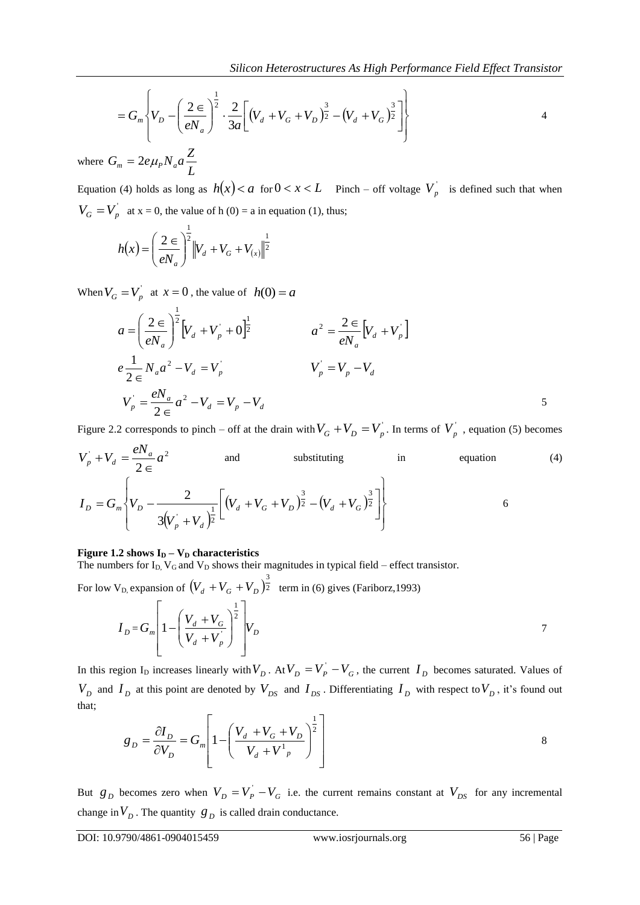$$= G_m \left\{ V_D - \left( \frac{2 \in}{eN_a} \right)^{\frac{1}{2}} \cdot \frac{2}{3a} \left[ \left(V_d + V_G + V_D\right)^{\frac{3}{2}} - \left(V_d + V_G\right)^{\frac{3}{2}} \right] \right\} \qquad 4$$

where $G_m = 2e\mu_P N_a a \frac{Z}{L}$

Equation (4) holds as long as $h(x) < a$ for $0 < x < L$ Pinch – off voltage $V_p^{'}$ is defined such that when $V_G = V_p^{'}$ at x = 0, the value of h (0) = a in equation (1), thus;

$$h(x) = \left( \frac{2 \in}{eN_a} \right)^{\frac{1}{2}} \left\| V_d + V_G + V_{(x)} \right\|^{\frac{1}{2}}$$

When $V_G = V_p^{'}$ at $x = 0$, the value of $h(0) = a$

$$a = \left( \frac{2 \in}{eN_a} \right)^{\frac{1}{2}} \left[ V_d + V_p^{'} + 0 \right]^{\frac{1}{2}} \qquad a^2 = \frac{2 \in}{eN_a} \left[ V_d + V_p^{'} \right]$$

$$e \frac{1}{2 \in} N_a a^2 - V_d = V_p^{'} \qquad V_p^{'} = V_p - V_d$$

$$V_p^{'} = \frac{eN_a}{2 \in} a^2 - V_d = V_p - V_d \qquad 5$$

Figure 2.2 corresponds to pinch – off at the drain with $V_G + V_D = V_p^{'}$. In terms of $V_p^{'}$, equation (5) becomes

$V_p^{'} + V_d = \frac{eN_a}{2 \in} a^2$ and substituting in equation (4)

$$I_D = G_m \left\{ V_D - \frac{2}{3\left(V_p^{'} + V_d\right)^{\frac{1}{2}}} \left[ \left(V_d + V_G + V_D\right)^{\frac{3}{2}} - \left(V_d + V_G\right)^{\frac{3}{2}} \right] \right\} \qquad 6$$

**Figure 1.2 shows $I_D - V_D$ characteristics**

The numbers for $I_D$, $V_G$ and $V_D$ shows their magnitudes in typical field – effect transistor.

For low $V_D$, expansion of $\left(V_d + V_G + V_D\right)^{\frac{3}{2}}$ term in (6) gives (Fariborz,1993)

$$I_D = G_m \left[ 1 - \left( \frac{V_d + V_G}{V_d + V_p^{'}} \right)^{\frac{1}{2}} \right] V_D \qquad 7$$

In this region $I_D$ increases linearly with $V_D$. At $V_D = V_P^{'} - V_G$, the current $I_D$ becomes saturated. Values of $V_D$ and $I_D$ at this point are denoted by $V_{DS}$ and $I_{DS}$. Differentiating $I_D$ with respect to $V_D$, it's found out that;

$$g_D = \frac{\partial I_D}{\partial V_D} = G_m \left[ 1 - \left( \frac{V_d + V_G + V_D}{V_d + V^1{}_p} \right)^{\frac{1}{2}} \right] \qquad 8$$

But $g_D$ becomes zero when $V_D = V_p^{'} - V_G$ i.e. the current remains constant at $V_{DS}$ for any incremental change in $V_D$. The quantity $g_D$ is called drain conductance.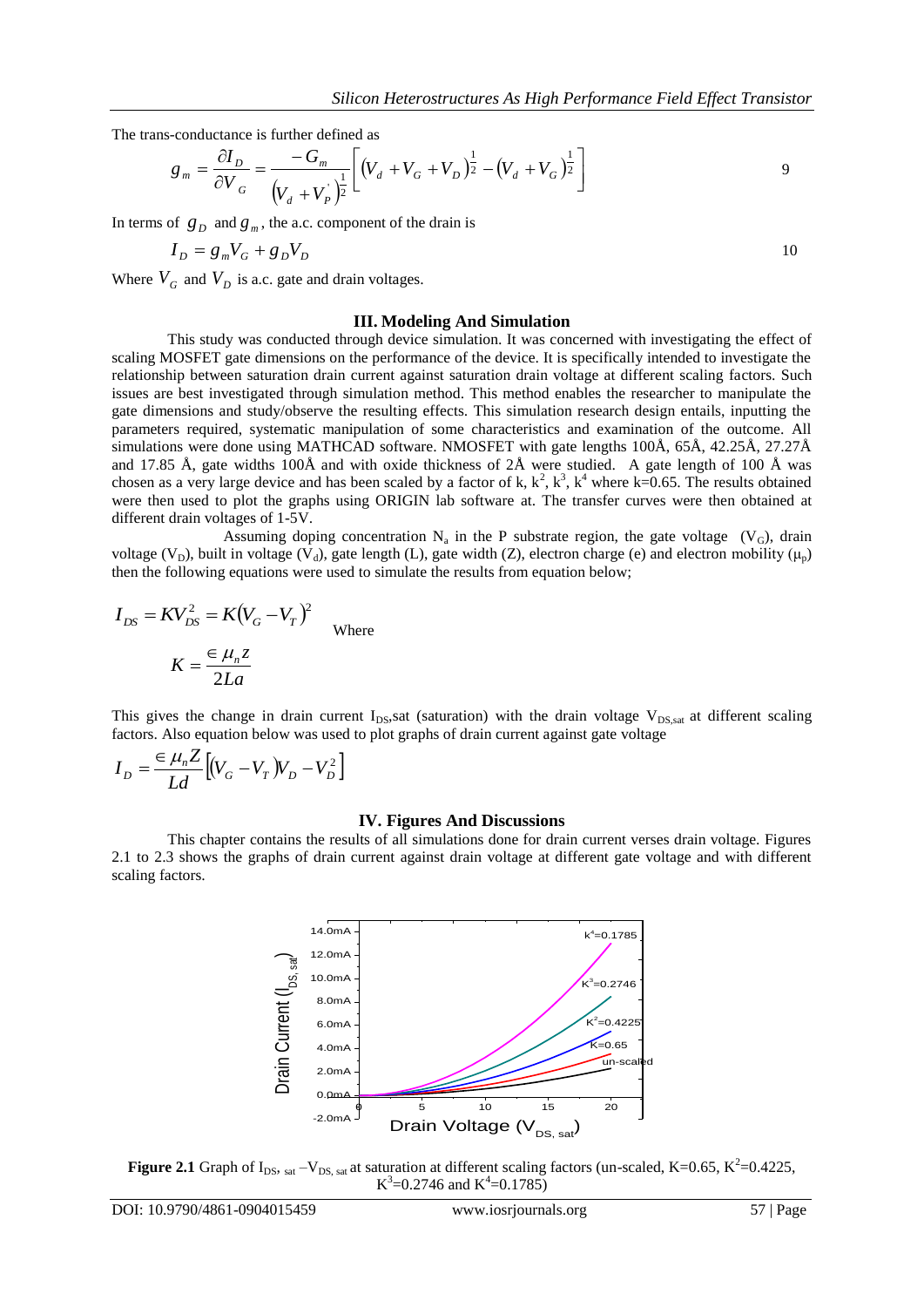The trans-conductance is further defined as

$$g_m = \frac{\partial I_D}{\partial V_G} = \frac{-G_m}{\left(V_d + V_P^{'}\right)^{\frac{1}{2}}}\left[\left(V_d + V_G + V_D\right)^{\frac{1}{2}} - \left(V_d + V_G\right)^{\frac{1}{2}}\right] \quad 9$$

In terms of $g_D$ and $g_m$, the a.c. component of the drain is

$$I_D = g_m V_G + g_D V_D \quad 10$$

Where $V_G$ and $V_D$ is a.c. gate and drain voltages.

## III. Modeling And Simulation

This study was conducted through device simulation. It was concerned with investigating the effect of scaling MOSFET gate dimensions on the performance of the device. It is specifically intended to investigate the relationship between saturation drain current against saturation drain voltage at different scaling factors. Such issues are best investigated through simulation method. This method enables the researcher to manipulate the gate dimensions and study/observe the resulting effects. This simulation research design entails, inputting the parameters required, systematic manipulation of some characteristics and examination of the outcome. All simulations were done using MATHCAD software. NMOSFET with gate lengths 100Å, 65Å, 42.25Å, 27.27Å and 17.85 Å, gate widths 100Å and with oxide thickness of 2Å were studied. A gate length of 100 Å was chosen as a very large device and has been scaled by a factor of k, $k^2$, $k^3$, $k^4$ where k=0.65. The results obtained were then used to plot the graphs using ORIGIN lab software at. The transfer curves were then obtained at different drain voltages of 1-5V.

Assuming doping concentration $N_a$ in the P substrate region, the gate voltage ($V_G$), drain voltage ($V_D$), built in voltage ($V_d$), gate length (L), gate width (Z), electron charge (e) and electron mobility ($\mu_p$) then the following equations were used to simulate the results from equation below;

$$I_{DS} = KV_{DS}^2 = K\left(V_G - V_T\right)^2 \quad \text{Where}$$

$$K = \frac{\in \mu_n z}{2La}$$

This gives the change in drain current $I_{DS}$,sat (saturation) with the drain voltage $V_{DS,sat}$ at different scaling factors. Also equation below was used to plot graphs of drain current against gate voltage

$$I_D = \frac{\in \mu_n Z}{Ld}\left[\left(V_G - V_T\right)V_D - V_D^2\right]$$

## IV. Figures And Discussions

This chapter contains the results of all simulations done for drain current verses drain voltage. Figures 2.1 to 2.3 shows the graphs of drain current against drain voltage at different gate voltage and with different scaling factors.

**Figure 2.1** Graph of $I_{DS,\,sat} - V_{DS,\,sat}$ at saturation at different scaling factors (un-scaled, K=0.65, $K^2$=0.4225, $K^3$=0.2746 and $K^4$=0.1785)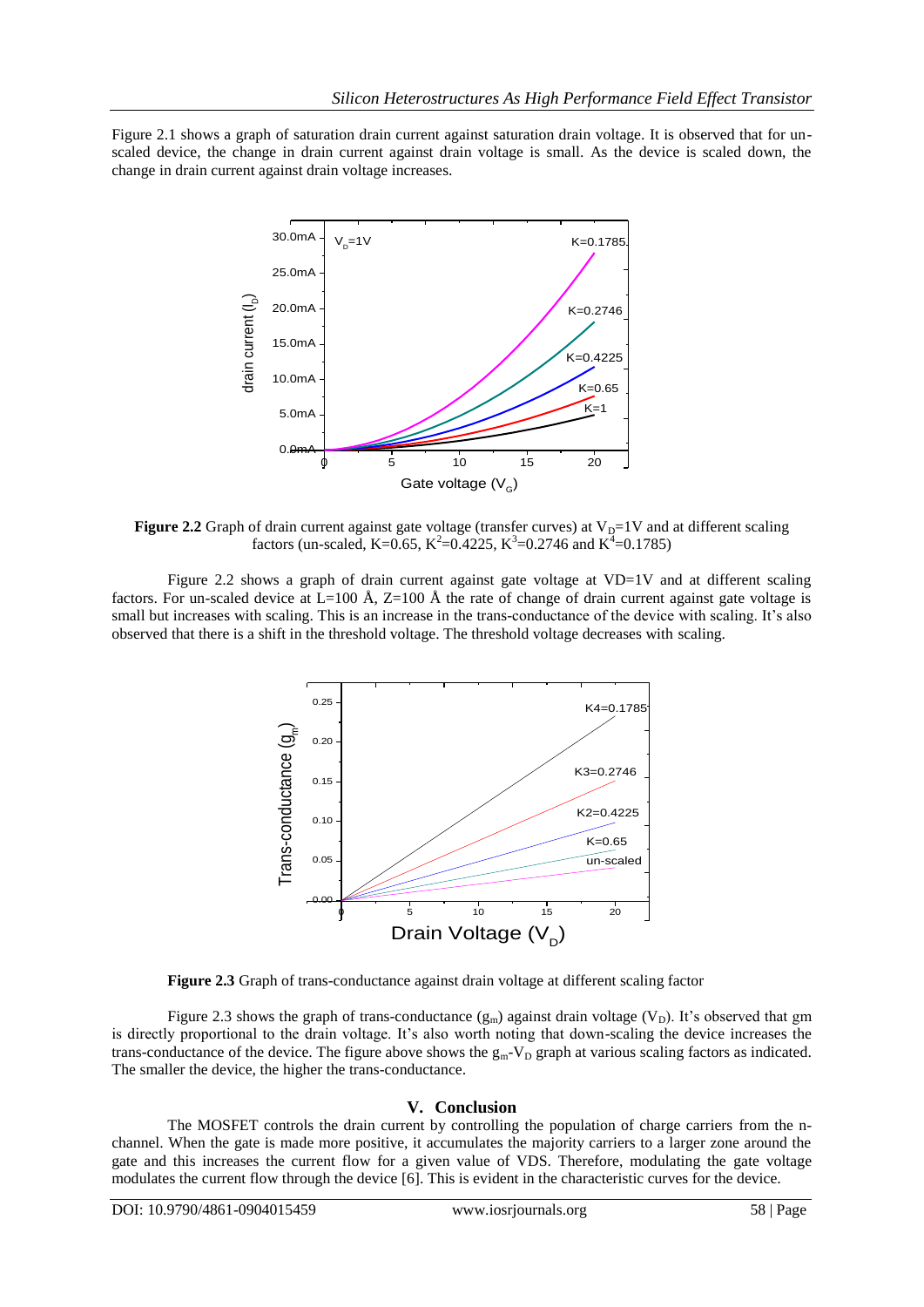Figure 2.1 shows a graph of saturation drain current against saturation drain voltage. It is observed that for un-scaled device, the change in drain current against drain voltage is small. As the device is scaled down, the change in drain current against drain voltage increases.

**Figure 2.2** Graph of drain current against gate voltage (transfer curves) at $V_D$=1V and at different scaling factors (un-scaled, K=0.65, $K^2$=0.4225, $K^3$=0.2746 and $K^4$=0.1785)

Figure 2.2 shows a graph of drain current against gate voltage at VD=1V and at different scaling factors. For un-scaled device at L=100 Å, Z=100 Å the rate of change of drain current against gate voltage is small but increases with scaling. This is an increase in the trans-conductance of the device with scaling. It's also observed that there is a shift in the threshold voltage. The threshold voltage decreases with scaling.

**Figure 2.3** Graph of trans-conductance against drain voltage at different scaling factor

Figure 2.3 shows the graph of trans-conductance ($g_m$) against drain voltage ($V_D$). It's observed that gm is directly proportional to the drain voltage. It's also worth noting that down-scaling the device increases the trans-conductance of the device. The figure above shows the $g_m$-$V_D$ graph at various scaling factors as indicated. The smaller the device, the higher the trans-conductance.

## V. Conclusion

The MOSFET controls the drain current by controlling the population of charge carriers from the n-channel. When the gate is made more positive, it accumulates the majority carriers to a larger zone around the gate and this increases the current flow for a given value of VDS. Therefore, modulating the gate voltage modulates the current flow through the device [6]. This is evident in the characteristic curves for the device.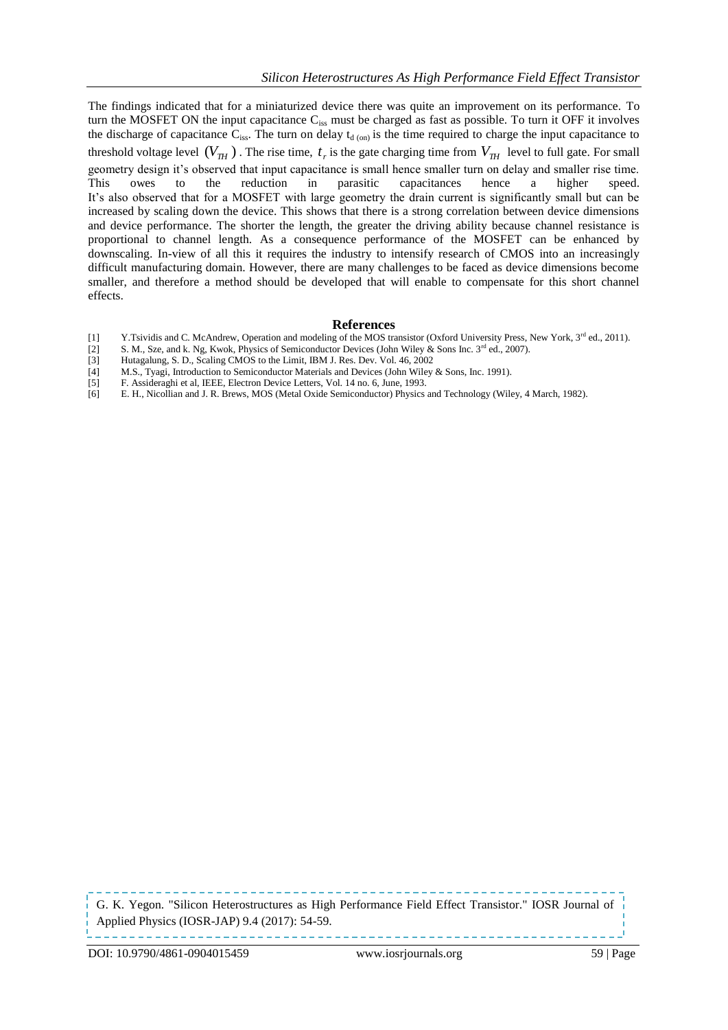The findings indicated that for a miniaturized device there was quite an improvement on its performance. To turn the MOSFET ON the input capacitance $C_{iss}$ must be charged as fast as possible. To turn it OFF it involves the discharge of capacitance $C_{iss}$. The turn on delay $t_{d\,(on)}$ is the time required to charge the input capacitance to threshold voltage level $(V_{TH})$. The rise time, $t_r$ is the gate charging time from $V_{TH}$ level to full gate. For small geometry design it's observed that input capacitance is small hence smaller turn on delay and smaller rise time. This owes to the reduction in parasitic capacitances hence a higher speed.
It's also observed that for a MOSFET with large geometry the drain current is significantly small but can be increased by scaling down the device. This shows that there is a strong correlation between device dimensions and device performance. The shorter the length, the greater the driving ability because channel resistance is proportional to channel length. As a consequence performance of the MOSFET can be enhanced by downscaling. In-view of all this it requires the industry to intensify research of CMOS into an increasingly difficult manufacturing domain. However, there are many challenges to be faced as device dimensions become smaller, and therefore a method should be developed that will enable to compensate for this short channel effects.

## References

[1] Y.Tsividis and C. McAndrew, Operation and modeling of the MOS transistor (Oxford University Press, New York, 3rd ed., 2011).
[2] S. M., Sze, and k. Ng, Kwok, Physics of Semiconductor Devices (John Wiley & Sons Inc. 3rd ed., 2007).
[3] Hutagalung, S. D., Scaling CMOS to the Limit, IBM J. Res. Dev. Vol. 46, 2002
[4] M.S., Tyagi, Introduction to Semiconductor Materials and Devices (John Wiley & Sons, Inc. 1991).
[5] F. Assideraghi et al, IEEE, Electron Device Letters, Vol. 14 no. 6, June, 1993.
[6] E. H., Nicollian and J. R. Brews, MOS (Metal Oxide Semiconductor) Physics and Technology (Wiley, 4 March, 1982).

G. K. Yegon. "Silicon Heterostructures as High Performance Field Effect Transistor." IOSR Journal of Applied Physics (IOSR-JAP) 9.4 (2017): 54-59.